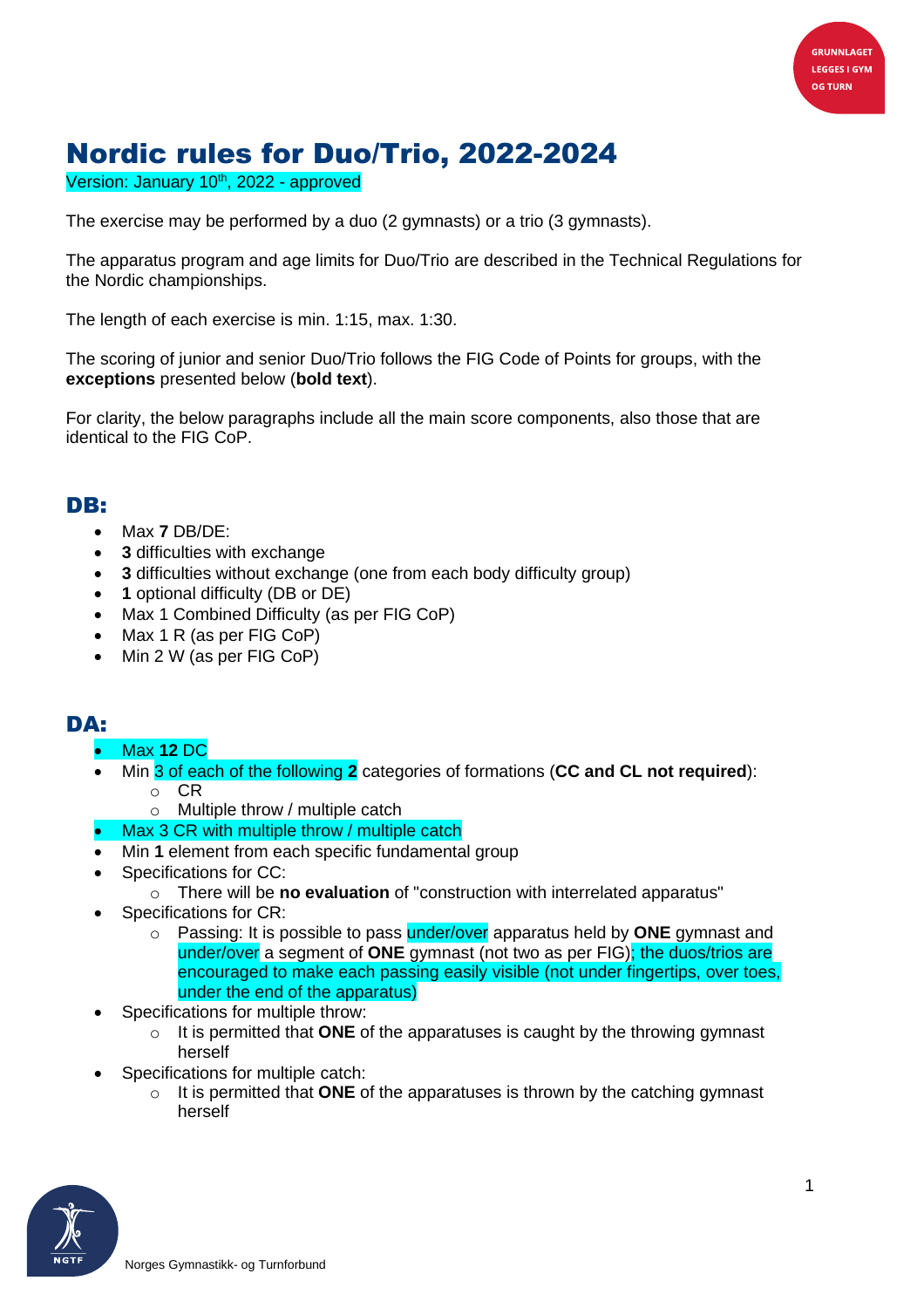# Nordic rules for Duo/Trio, 2022-2024

Version: January 10th, 2022 - approved

The exercise may be performed by a duo (2 gymnasts) or a trio (3 gymnasts).

The apparatus program and age limits for Duo/Trio are described in the Technical Regulations for the Nordic championships.

The length of each exercise is min. 1:15, max. 1:30.

The scoring of junior and senior Duo/Trio follows the FIG Code of Points for groups, with the **exceptions** presented below (**bold text**).

For clarity, the below paragraphs include all the main score components, also those that are identical to the FIG CoP.

## DB:

- Max **7** DB/DE:
- **3** difficulties with exchange
- **3** difficulties without exchange (one from each body difficulty group)
- **1** optional difficulty (DB or DE)
- Max 1 Combined Difficulty (as per FIG CoP)
- Max 1 R (as per FIG CoP)
- Min 2 W (as per FIG CoP)

## DA:

- Max **12** DC
- Min 3 of each of the following **2** categories of formations (**CC and CL not required**):
  - CR
  - Multiple throw / multiple catch
- Max 3 CR with multiple throw / multiple catch
- Min **1** element from each specific fundamental group
- Specifications for CC:
  - There will be **no evaluation** of "construction with interrelated apparatus"
- Specifications for CR:
  - Passing: It is possible to pass under/over apparatus held by **ONE** gymnast and under/over a segment of **ONE** gymnast (not two as per FIG); the duos/trios are encouraged to make each passing easily visible (not under fingertips, over toes, under the end of the apparatus)
- Specifications for multiple throw:
  - It is permitted that **ONE** of the apparatuses is caught by the throwing gymnast herself
- Specifications for multiple catch:
  - It is permitted that **ONE** of the apparatuses is thrown by the catching gymnast herself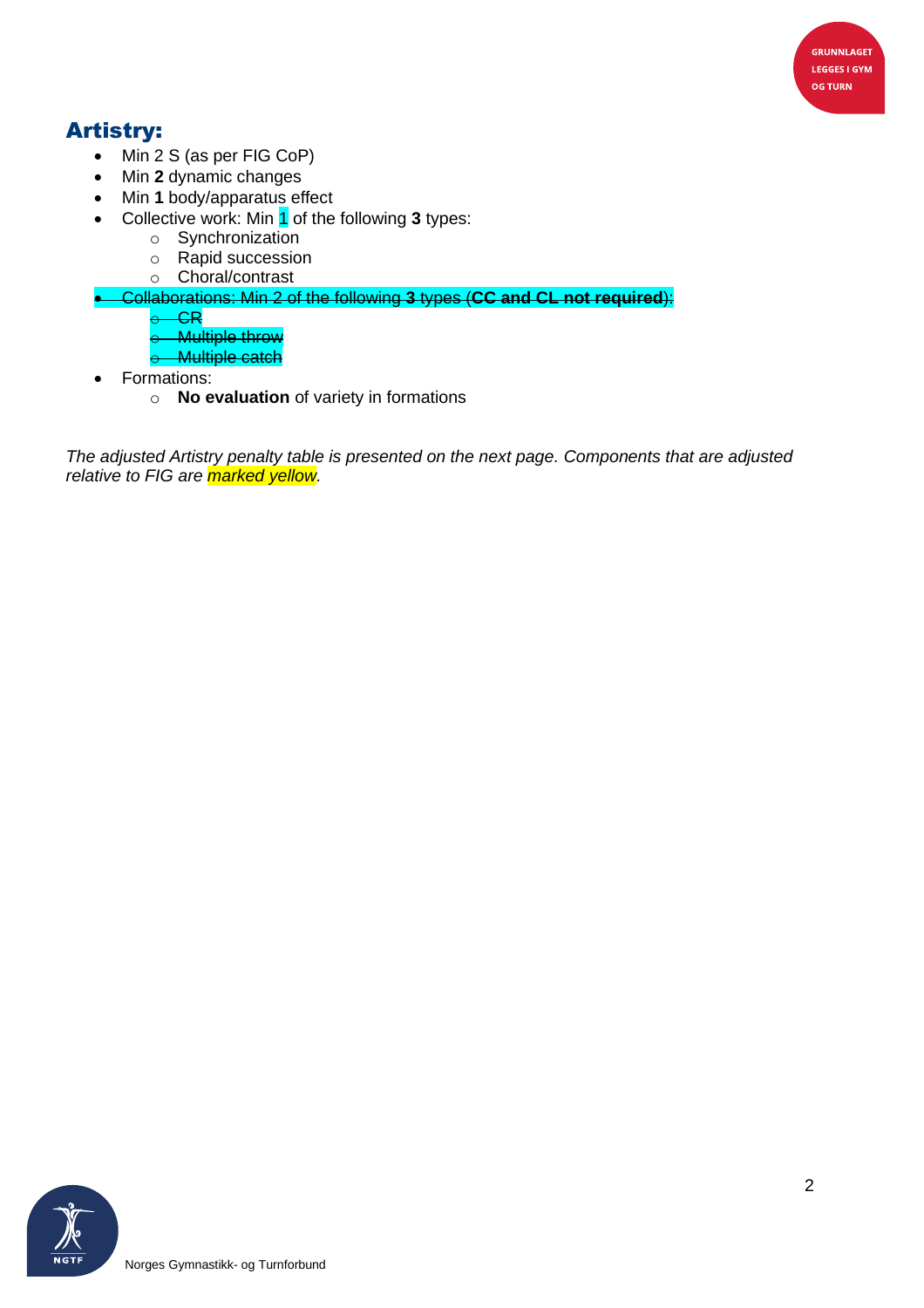## Artistry:

- Min 2 S (as per FIG CoP)
- Min **2** dynamic changes
- Min **1** body/apparatus effect
- Collective work: Min 1 of the following **3** types:
  - Synchronization
  - Rapid succession
  - Choral/contrast
- ~~Collaborations: Min 2 of the following **3** types (**CC and CL not required**):~~
  - ~~CR~~
  - ~~Multiple throw~~
  - ~~Multiple catch~~
- Formations:
  - **No evaluation** of variety in formations

*The adjusted Artistry penalty table is presented on the next page. Components that are adjusted relative to FIG are marked yellow.*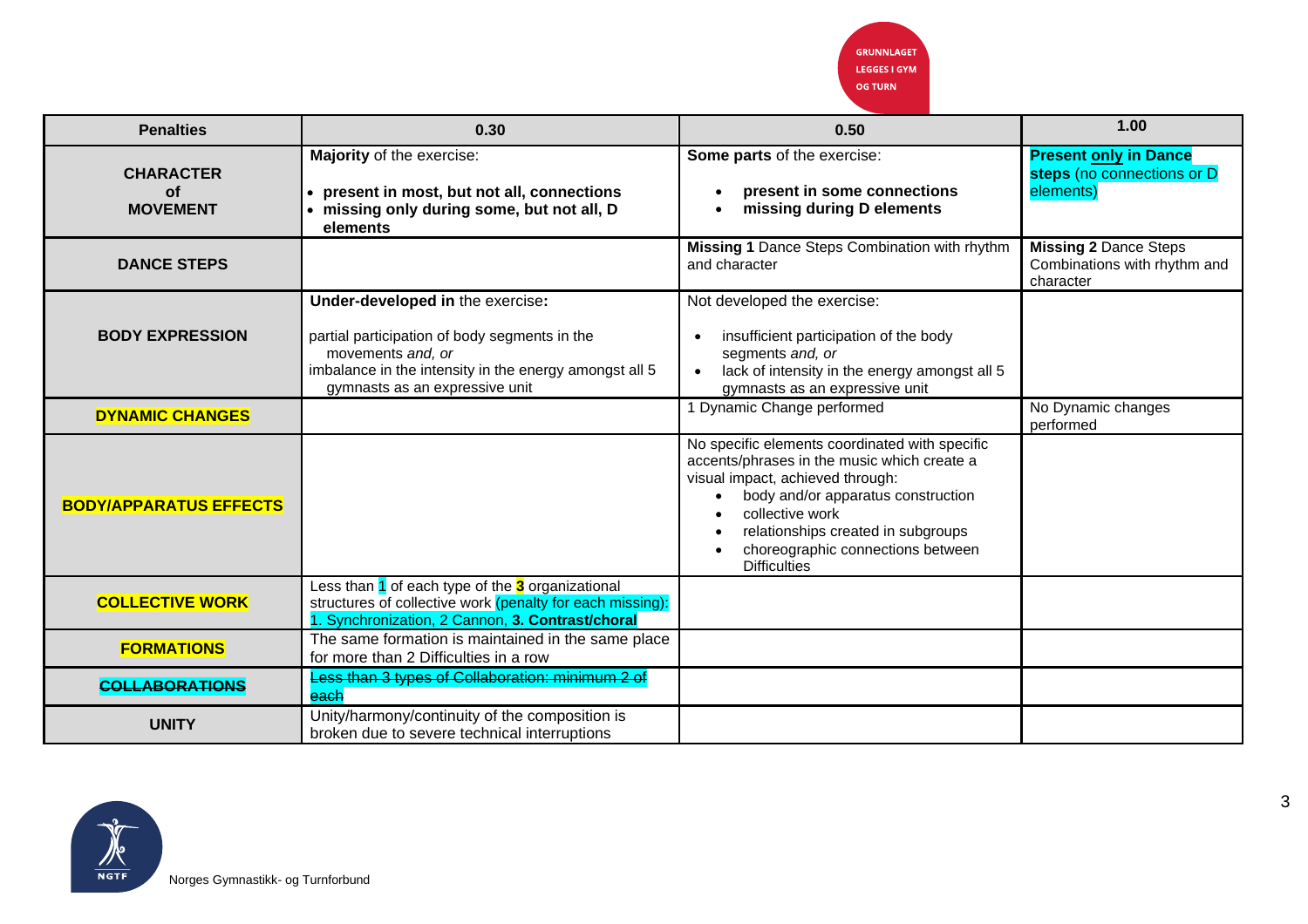| Penalties | 0.30 | 0.50 | 1.00 |
|---|---|---|---|
| **CHARACTER of MOVEMENT** | **Majority** of the exercise:<br>• **present in most, but not all, connections**<br>• **missing only during some, but not all, D elements** | **Some parts** of the exercise:<br>• **present in some connections**<br>• **missing during D elements** | **Present only in Dance steps** (no connections or D elements) |
| **DANCE STEPS** | | **Missing 1** Dance Steps Combination with rhythm and character | **Missing 2** Dance Steps Combinations with rhythm and character |
| **BODY EXPRESSION** | **Under-developed in** the exercise**:**<br>partial participation of body segments in the movements *and, or*<br>imbalance in the intensity in the energy amongst all 5 gymnasts as an expressive unit | Not developed the exercise:<br>• insufficient participation of the body segments *and, or*<br>• lack of intensity in the energy amongst all 5 gymnasts as an expressive unit | |
| **DYNAMIC CHANGES** | | 1 Dynamic Change performed | No Dynamic changes performed |
| **BODY/APPARATUS EFFECTS** | | No specific elements coordinated with specific accents/phrases in the music which create a visual impact, achieved through:<br>• body and/or apparatus construction<br>• collective work<br>• relationships created in subgroups<br>• choreographic connections between Difficulties | |
| **COLLECTIVE WORK** | Less than 1 of each type of the **3** organizational structures of collective work (penalty for each missing): 1. Synchronization, 2 Cannon, **3. Contrast/choral** | | |
| **FORMATIONS** | The same formation is maintained in the same place for more than 2 Difficulties in a row | | |
| ~~**COLLABORATIONS**~~ | ~~Less than 3 types of Collaboration: minimum 2 of each~~ | | |
| **UNITY** | Unity/harmony/continuity of the composition is broken due to severe technical interruptions | | |

Norges Gymnastikk- og Turnforbund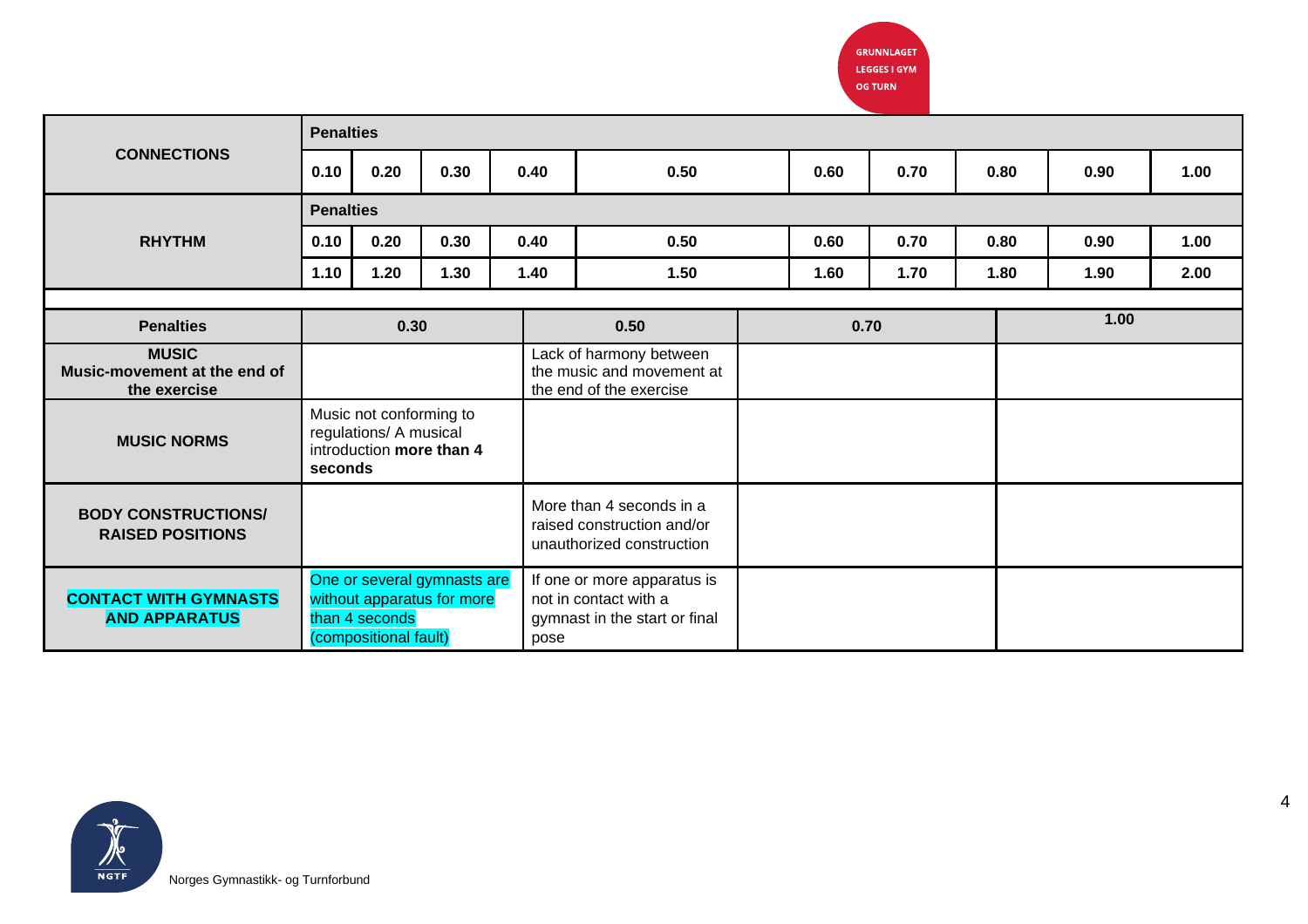| CONNECTIONS | Penalties | | | | | | | | | |
|---|---|---|---|---|---|---|---|---|---|---|
| | 0.10 | 0.20 | 0.30 | 0.40 | 0.50 | 0.60 | 0.70 | 0.80 | 0.90 | 1.00 |

| RHYTHM | Penalties | | | | | | | | | |
|---|---|---|---|---|---|---|---|---|---|---|
| | 0.10 | 0.20 | 0.30 | 0.40 | 0.50 | 0.60 | 0.70 | 0.80 | 0.90 | 1.00 |
| | 1.10 | 1.20 | 1.30 | 1.40 | 1.50 | 1.60 | 1.70 | 1.80 | 1.90 | 2.00 |

| Penalties | 0.30 | 0.50 | 0.70 | 1.00 |
|---|---|---|---|---|
| **MUSIC Music-movement at the end of the exercise** | | Lack of harmony between the music and movement at the end of the exercise | | |
| **MUSIC NORMS** | Music not conforming to regulations/ A musical introduction **more than 4 seconds** | | | |
| **BODY CONSTRUCTIONS/ RAISED POSITIONS** | | More than 4 seconds in a raised construction and/or unauthorized construction | | |
| **CONTACT WITH GYMNASTS AND APPARATUS** | One or several gymnasts are without apparatus for more than 4 seconds (compositional fault) | If one or more apparatus is not in contact with a gymnast in the start or final pose | | |